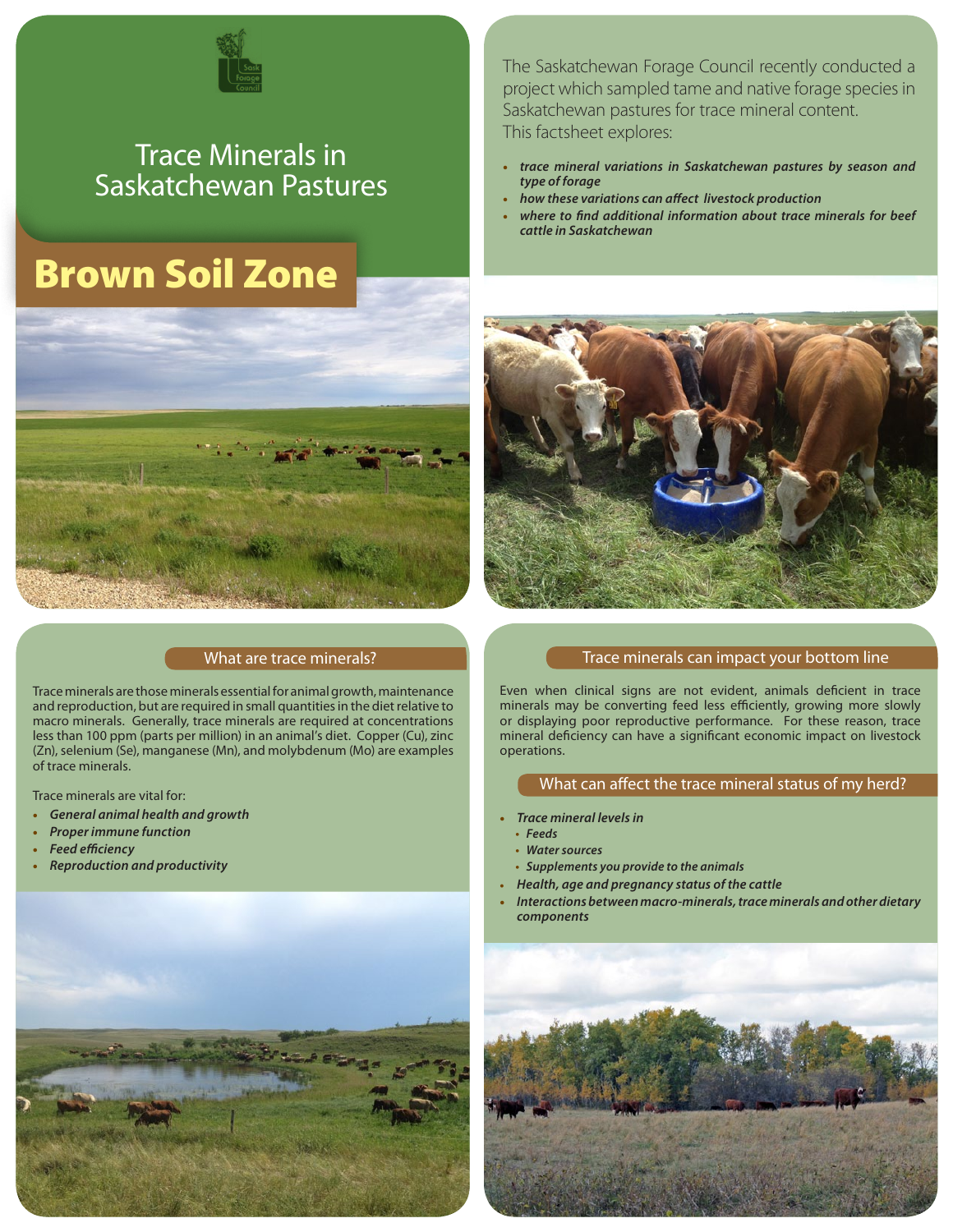# Trace Minerals in Saskatchewan Pastures

## Brown Soil Zone

The Saskatchewan Forage Council recently conducted a project which sampled tame and native forage species in Saskatchewan pastures for trace mineral content. This factsheet explores:

- ***trace mineral variations in Saskatchewan pastures by season and type of forage***
- ***how these variations can affect livestock production***
- ***where to find additional information about trace minerals for beef cattle in Saskatchewan***

### What are trace minerals?

Trace minerals are those minerals essential for animal growth, maintenance and reproduction, but are required in small quantities in the diet relative to macro minerals. Generally, trace minerals are required at concentrations less than 100 ppm (parts per million) in an animal's diet. Copper (Cu), zinc (Zn), selenium (Se), manganese (Mn), and molybdenum (Mo) are examples of trace minerals.

Trace minerals are vital for:

- ***General animal health and growth***
- ***Proper immune function***
- ***Feed efficiency***
- ***Reproduction and productivity***

### Trace minerals can impact your bottom line

Even when clinical signs are not evident, animals deficient in trace minerals may be converting feed less efficiently, growing more slowly or displaying poor reproductive performance. For these reason, trace mineral deficiency can have a significant economic impact on livestock operations.

### What can affect the trace mineral status of my herd?

- ***Trace mineral levels in***
  - ***Feeds***
  - ***Water sources***
  - ***Supplements you provide to the animals***
- ***Health, age and pregnancy status of the cattle***
- ***Interactions between macro-minerals, trace minerals and other dietary components***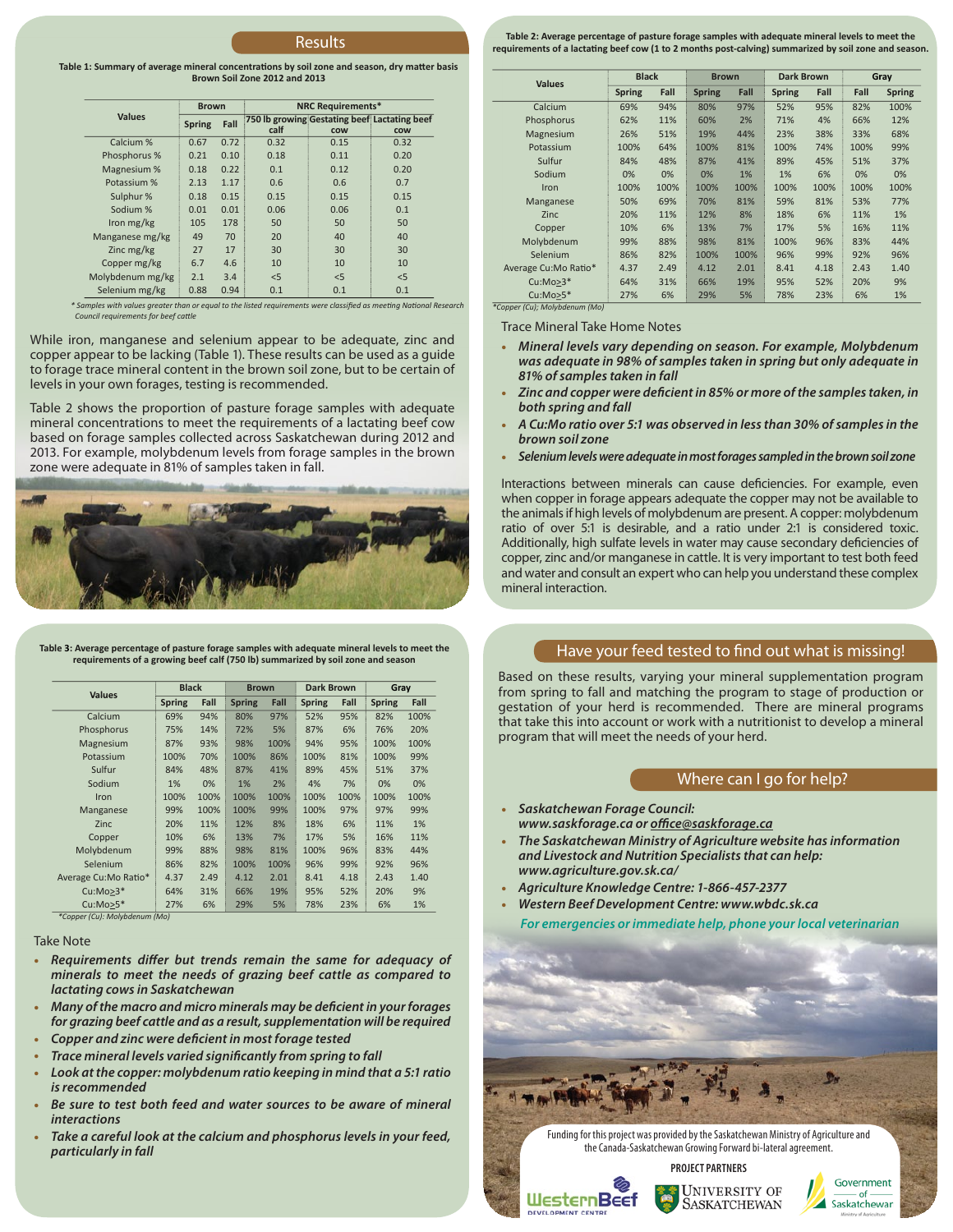## Results

**Table 1: Summary of average mineral concentrations by soil zone and season, dry matter basis Brown Soil Zone 2012 and 2013**

| Values | Brown | | NRC Requirements* | | |
|---|---|---|---|---|---|
| | Spring | Fall | 750 lb growing calf | Gestating beef cow | Lactating beef cow |
| Calcium % | 0.67 | 0.72 | 0.32 | 0.15 | 0.32 |
| Phosphorus % | 0.21 | 0.10 | 0.18 | 0.11 | 0.20 |
| Magnesium % | 0.18 | 0.22 | 0.1 | 0.12 | 0.20 |
| Potassium % | 2.13 | 1.17 | 0.6 | 0.6 | 0.7 |
| Sulphur % | 0.18 | 0.15 | 0.15 | 0.15 | 0.15 |
| Sodium % | 0.01 | 0.01 | 0.06 | 0.06 | 0.1 |
| Iron mg/kg | 105 | 178 | 50 | 50 | 50 |
| Manganese mg/kg | 49 | 70 | 20 | 40 | 40 |
| Zinc mg/kg | 27 | 17 | 30 | 30 | 30 |
| Copper mg/kg | 6.7 | 4.6 | 10 | 10 | 10 |
| Molybdenum mg/kg | 2.1 | 3.4 | <5 | <5 | <5 |
| Selenium mg/kg | 0.88 | 0.94 | 0.1 | 0.1 | 0.1 |

*\* Samples with values greater than or equal to the listed requirements were classified as meeting National Research Council requirements for beef cattle*

While iron, manganese and selenium appear to be adequate, zinc and copper appear to be lacking (Table 1). These results can be used as a guide to forage trace mineral content in the brown soil zone, but to be certain of levels in your own forages, testing is recommended.

Table 2 shows the proportion of pasture forage samples with adequate mineral concentrations to meet the requirements of a lactating beef cow based on forage samples collected across Saskatchewan during 2012 and 2013. For example, molybdenum levels from forage samples in the brown zone were adequate in 81% of samples taken in fall.

**Table 2: Average percentage of pasture forage samples with adequate mineral levels to meet the requirements of a lactating beef cow (1 to 2 months post-calving) summarized by soil zone and season.**

| Values | Black | | Brown | | Dark Brown | | Gray | |
|---|---|---|---|---|---|---|---|---|
| | Spring | Fall | Spring | Fall | Spring | Fall | Fall | Spring |
| Calcium | 69% | 94% | 80% | 97% | 52% | 95% | 82% | 100% |
| Phosphorus | 62% | 11% | 60% | 2% | 71% | 4% | 66% | 12% |
| Magnesium | 26% | 51% | 19% | 44% | 23% | 38% | 33% | 68% |
| Potassium | 100% | 64% | 100% | 81% | 100% | 74% | 100% | 99% |
| Sulfur | 84% | 48% | 87% | 41% | 89% | 45% | 51% | 37% |
| Sodium | 0% | 0% | 0% | 1% | 1% | 6% | 0% | 0% |
| Iron | 100% | 100% | 100% | 100% | 100% | 100% | 100% | 100% |
| Manganese | 50% | 69% | 70% | 81% | 59% | 81% | 53% | 77% |
| Zinc | 20% | 11% | 12% | 8% | 18% | 6% | 11% | 1% |
| Copper | 10% | 6% | 13% | 7% | 17% | 5% | 16% | 11% |
| Molybdenum | 99% | 88% | 98% | 81% | 100% | 96% | 83% | 44% |
| Selenium | 86% | 82% | 100% | 100% | 96% | 99% | 92% | 96% |
| Average Cu:Mo Ratio* | 4.37 | 2.49 | 4.12 | 2.01 | 8.41 | 4.18 | 2.43 | 1.40 |
| Cu:Mo≥3* | 64% | 31% | 66% | 19% | 95% | 52% | 20% | 9% |
| Cu:Mo≥5* | 27% | 6% | 29% | 5% | 78% | 23% | 6% | 1% |

*\*Copper (Cu); Molybdenum (Mo)*

### Trace Mineral Take Home Notes

- ***Mineral levels vary depending on season. For example, Molybdenum was adequate in 98% of samples taken in spring but only adequate in 81% of samples taken in fall***
- ***Zinc and copper were deficient in 85% or more of the samples taken, in both spring and fall***
- ***A Cu:Mo ratio over 5:1 was observed in less than 30% of samples in the brown soil zone***
- ***Selenium levels were adequate in most forages sampled in the brown soil zone***

Interactions between minerals can cause deficiencies. For example, even when copper in forage appears adequate the copper may not be available to the animals if high levels of molybdenum are present. A copper: molybdenum ratio of over 5:1 is desirable, and a ratio under 2:1 is considered toxic. Additionally, high sulfate levels in water may cause secondary deficiencies of copper, zinc and/or manganese in cattle. It is very important to test both feed and water and consult an expert who can help you understand these complex mineral interaction.

**Table 3: Average percentage of pasture forage samples with adequate mineral levels to meet the requirements of a growing beef calf (750 lb) summarized by soil zone and season**

| Values | Black | | Brown | | Dark Brown | | Gray | |
|---|---|---|---|---|---|---|---|---|
| | Spring | Fall | Spring | Fall | Spring | Fall | Spring | Fall |
| Calcium | 69% | 94% | 80% | 97% | 52% | 95% | 82% | 100% |
| Phosphorus | 75% | 14% | 72% | 5% | 87% | 6% | 76% | 20% |
| Magnesium | 87% | 93% | 98% | 100% | 94% | 95% | 100% | 100% |
| Potassium | 100% | 70% | 100% | 86% | 100% | 81% | 100% | 99% |
| Sulfur | 84% | 48% | 87% | 41% | 89% | 45% | 51% | 37% |
| Sodium | 1% | 0% | 1% | 2% | 4% | 7% | 0% | 0% |
| Iron | 100% | 100% | 100% | 100% | 100% | 100% | 100% | 100% |
| Manganese | 99% | 100% | 100% | 99% | 100% | 97% | 97% | 99% |
| Zinc | 20% | 11% | 12% | 8% | 18% | 6% | 11% | 1% |
| Copper | 10% | 6% | 13% | 7% | 17% | 5% | 16% | 11% |
| Molybdenum | 99% | 88% | 98% | 81% | 100% | 96% | 83% | 44% |
| Selenium | 86% | 82% | 100% | 100% | 96% | 99% | 92% | 96% |
| Average Cu:Mo Ratio* | 4.37 | 2.49 | 4.12 | 2.01 | 8.41 | 4.18 | 2.43 | 1.40 |
| Cu:Mo≥3* | 64% | 31% | 66% | 19% | 95% | 52% | 20% | 9% |
| Cu:Mo≥5* | 27% | 6% | 29% | 5% | 78% | 23% | 6% | 1% |

*\*Copper (Cu); Molybdenum (Mo)*

### Take Note

- ***Requirements differ but trends remain the same for adequacy of minerals to meet the needs of grazing beef cattle as compared to lactating cows in Saskatchewan***
- ***Many of the macro and micro minerals may be deficient in your forages for grazing beef cattle and as a result, supplementation will be required***
- ***Copper and zinc were deficient in most forage tested***
- ***Trace mineral levels varied significantly from spring to fall***
- ***Look at the copper: molybdenum ratio keeping in mind that a 5:1 ratio is recommended***
- ***Be sure to test both feed and water sources to be aware of mineral interactions***
- ***Take a careful look at the calcium and phosphorus levels in your feed, particularly in fall***

## Have your feed tested to find out what is missing!

Based on these results, varying your mineral supplementation program from spring to fall and matching the program to stage of production or gestation of your herd is recommended. There are mineral programs that take this into account or work with a nutritionist to develop a mineral program that will meet the needs of your herd.

## Where can I go for help?

- ***Saskatchewan Forage Council: www.saskforage.ca or office@saskforage.ca***
- ***The Saskatchewan Ministry of Agriculture website has information and Livestock and Nutrition Specialists that can help: www.agriculture.gov.sk.ca/***
- ***Agriculture Knowledge Centre: 1-866-457-2377***
- ***Western Beef Development Centre: www.wbdc.sk.ca***

***For emergencies or immediate help, phone your local veterinarian***

Funding for this project was provided by the Saskatchewan Ministry of Agriculture and the Canada-Saskatchewan Growing Forward bi-lateral agreement.

**PROJECT PARTNERS**

Western Beef Development Centre · University of Saskatchewan · Government of Saskatchewan Ministry of Agriculture